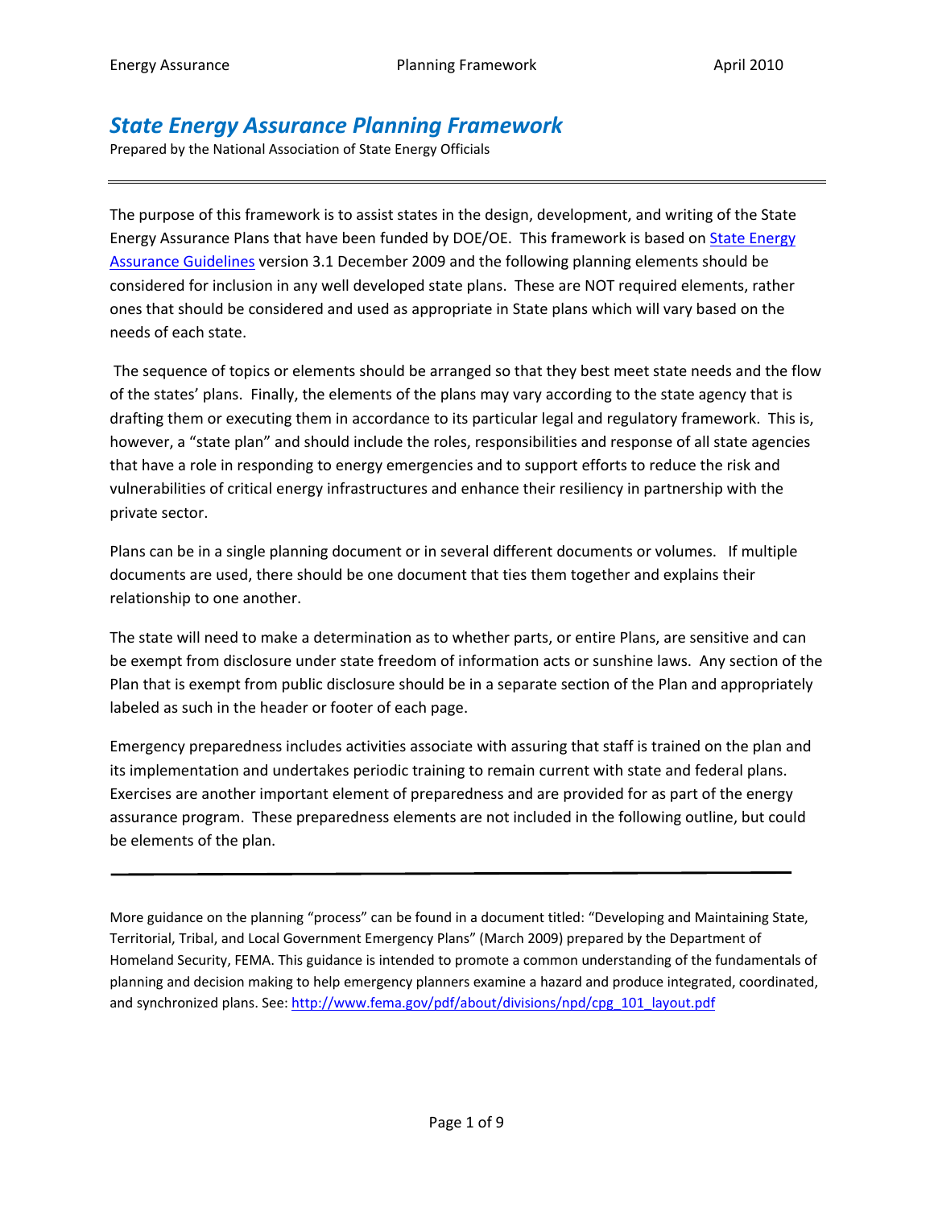# *State Energy Assurance Planning Framework*

Prepared by the National Association of State Energy Officials

---

The purpose of this framework is to assist states in the design, development, and writing of the State Energy Assurance Plans that have been funded by DOE/OE. This framework is based on [State Energy Assurance Guidelines](State Energy Assurance Guidelines) version 3.1 December 2009 and the following planning elements should be considered for inclusion in any well developed state plans. These are NOT required elements, rather ones that should be considered and used as appropriate in State plans which will vary based on the needs of each state.

The sequence of topics or elements should be arranged so that they best meet state needs and the flow of the states' plans. Finally, the elements of the plans may vary according to the state agency that is drafting them or executing them in accordance to its particular legal and regulatory framework. This is, however, a "state plan" and should include the roles, responsibilities and response of all state agencies that have a role in responding to energy emergencies and to support efforts to reduce the risk and vulnerabilities of critical energy infrastructures and enhance their resiliency in partnership with the private sector.

Plans can be in a single planning document or in several different documents or volumes. If multiple documents are used, there should be one document that ties them together and explains their relationship to one another.

The state will need to make a determination as to whether parts, or entire Plans, are sensitive and can be exempt from disclosure under state freedom of information acts or sunshine laws. Any section of the Plan that is exempt from public disclosure should be in a separate section of the Plan and appropriately labeled as such in the header or footer of each page.

Emergency preparedness includes activities associate with assuring that staff is trained on the plan and its implementation and undertakes periodic training to remain current with state and federal plans. Exercises are another important element of preparedness and are provided for as part of the energy assurance program. These preparedness elements are not included in the following outline, but could be elements of the plan.

---

More guidance on the planning "process" can be found in a document titled: "Developing and Maintaining State, Territorial, Tribal, and Local Government Emergency Plans" (March 2009) prepared by the Department of Homeland Security, FEMA. This guidance is intended to promote a common understanding of the fundamentals of planning and decision making to help emergency planners examine a hazard and produce integrated, coordinated, and synchronized plans. See: http://www.fema.gov/pdf/about/divisions/npd/cpg_101_layout.pdf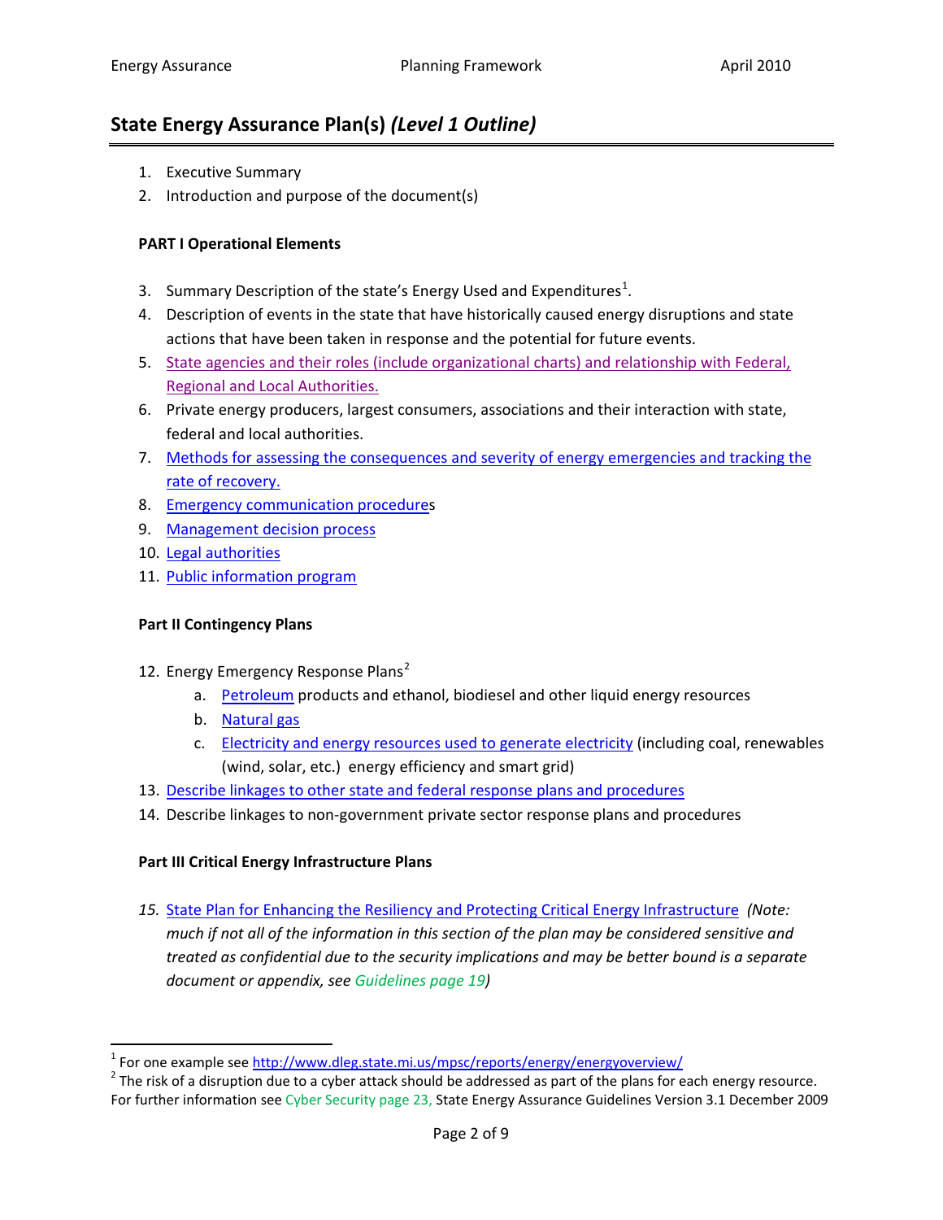## State Energy Assurance Plan(s) *(Level 1 Outline)*

1. Executive Summary
2. Introduction and purpose of the document(s)

**PART I Operational Elements**

3. Summary Description of the state's Energy Used and Expenditures[1].
4. Description of events in the state that have historically caused energy disruptions and state actions that have been taken in response and the potential for future events.
5. State agencies and their roles (include organizational charts) and relationship with Federal, Regional and Local Authorities.
6. Private energy producers, largest consumers, associations and their interaction with state, federal and local authorities.
7. Methods for assessing the consequences and severity of energy emergencies and tracking the rate of recovery.
8. Emergency communication procedures
9. Management decision process
10. Legal authorities
11. Public information program

**Part II Contingency Plans**

12. Energy Emergency Response Plans[2]
    a. Petroleum products and ethanol, biodiesel and other liquid energy resources
    b. Natural gas
    c. Electricity and energy resources used to generate electricity (including coal, renewables (wind, solar, etc.) energy efficiency and smart grid)
13. Describe linkages to other state and federal response plans and procedures
14. Describe linkages to non-government private sector response plans and procedures

**Part III Critical Energy Infrastructure Plans**

15. State Plan for Enhancing the Resiliency and Protecting Critical Energy Infrastructure *(Note: much if not all of the information in this section of the plan may be considered sensitive and treated as confidential due to the security implications and may be better bound is a separate document or appendix, see Guidelines page 19)*

---

[1] For one example see http://www.dleg.state.mi.us/mpsc/reports/energy/energyoverview/

[2] The risk of a disruption due to a cyber attack should be addressed as part of the plans for each energy resource. For further information see Cyber Security page 23, State Energy Assurance Guidelines Version 3.1 December 2009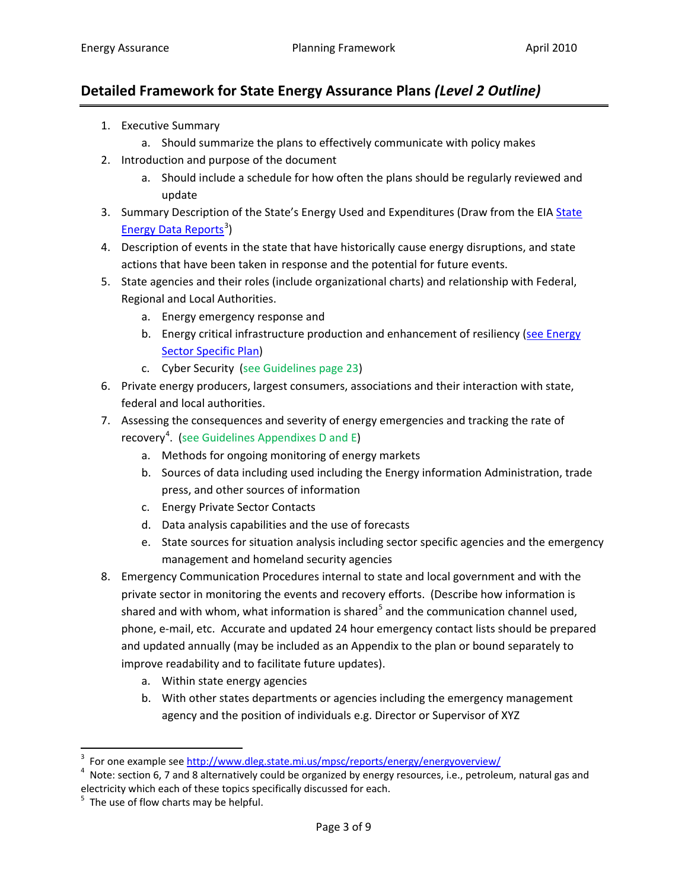## Detailed Framework for State Energy Assurance Plans *(Level 2 Outline)*

1. Executive Summary
    a. Should summarize the plans to effectively communicate with policy makes
2. Introduction and purpose of the document
    a. Should include a schedule for how often the plans should be regularly reviewed and update
3. Summary Description of the State's Energy Used and Expenditures (Draw from the EIA State Energy Data Reports[3])
4. Description of events in the state that have historically cause energy disruptions, and state actions that have been taken in response and the potential for future events.
5. State agencies and their roles (include organizational charts) and relationship with Federal, Regional and Local Authorities.
    a. Energy emergency response and
    b. Energy critical infrastructure production and enhancement of resiliency (see Energy Sector Specific Plan)
    c. Cyber Security (see Guidelines page 23)
6. Private energy producers, largest consumers, associations and their interaction with state, federal and local authorities.
7. Assessing the consequences and severity of energy emergencies and tracking the rate of recovery[4]. (see Guidelines Appendixes D and E)
    a. Methods for ongoing monitoring of energy markets
    b. Sources of data including used including the Energy information Administration, trade press, and other sources of information
    c. Energy Private Sector Contacts
    d. Data analysis capabilities and the use of forecasts
    e. State sources for situation analysis including sector specific agencies and the emergency management and homeland security agencies
8. Emergency Communication Procedures internal to state and local government and with the private sector in monitoring the events and recovery efforts. (Describe how information is shared and with whom, what information is shared[5] and the communication channel used, phone, e-mail, etc. Accurate and updated 24 hour emergency contact lists should be prepared and updated annually (may be included as an Appendix to the plan or bound separately to improve readability and to facilitate future updates).
    a. Within state energy agencies
    b. With other states departments or agencies including the emergency management agency and the position of individuals e.g. Director or Supervisor of XYZ

---

[3] For one example see http://www.dleg.state.mi.us/mpsc/reports/energy/energyoverview/

[4] Note: section 6, 7 and 8 alternatively could be organized by energy resources, i.e., petroleum, natural gas and electricity which each of these topics specifically discussed for each.

[5] The use of flow charts may be helpful.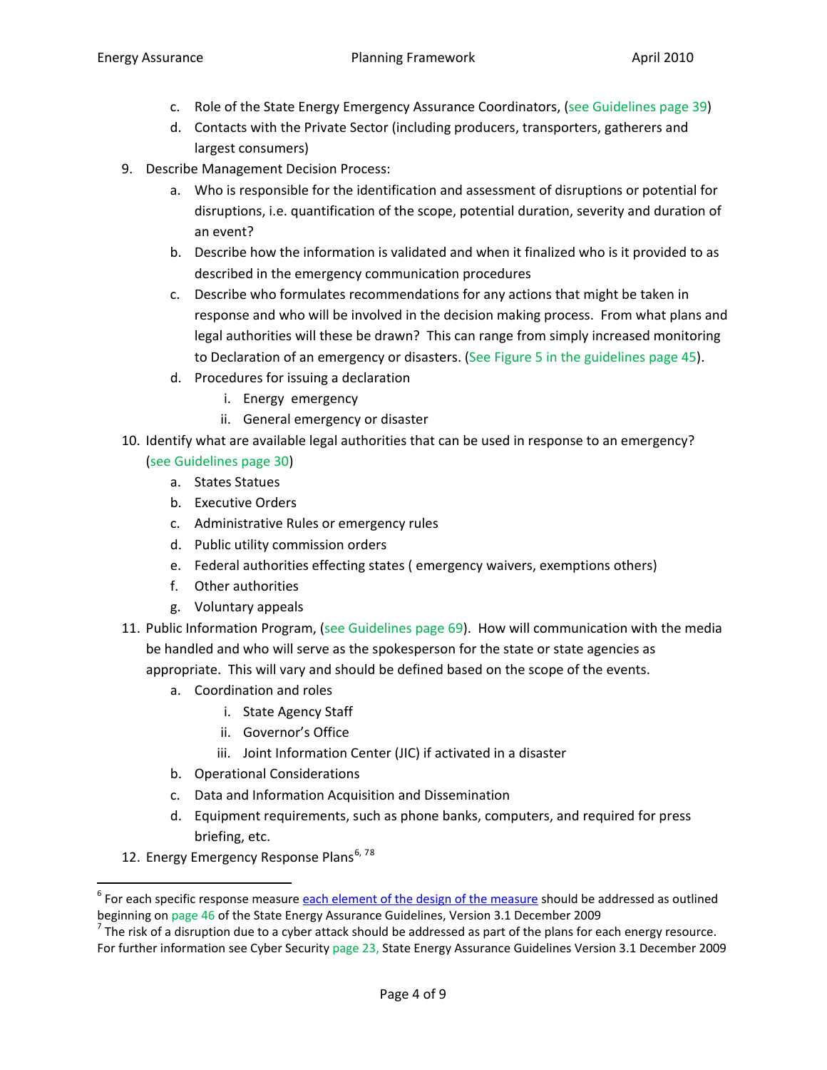c. Role of the State Energy Emergency Assurance Coordinators, (see Guidelines page 39)
   d. Contacts with the Private Sector (including producers, transporters, gatherers and largest consumers)

9. Describe Management Decision Process:
   a. Who is responsible for the identification and assessment of disruptions or potential for disruptions, i.e. quantification of the scope, potential duration, severity and duration of an event?
   b. Describe how the information is validated and when it finalized who is it provided to as described in the emergency communication procedures
   c. Describe who formulates recommendations for any actions that might be taken in response and who will be involved in the decision making process. From what plans and legal authorities will these be drawn? This can range from simply increased monitoring to Declaration of an emergency or disasters. (See Figure 5 in the guidelines page 45).
   d. Procedures for issuing a declaration
      i. Energy emergency
      ii. General emergency or disaster

10. Identify what are available legal authorities that can be used in response to an emergency? (see Guidelines page 30)
    a. States Statues
    b. Executive Orders
    c. Administrative Rules or emergency rules
    d. Public utility commission orders
    e. Federal authorities effecting states ( emergency waivers, exemptions others)
    f. Other authorities
    g. Voluntary appeals

11. Public Information Program, (see Guidelines page 69). How will communication with the media be handled and who will serve as the spokesperson for the state or state agencies as appropriate. This will vary and should be defined based on the scope of the events.
    a. Coordination and roles
       i. State Agency Staff
       ii. Governor's Office
       iii. Joint Information Center (JIC) if activated in a disaster
    b. Operational Considerations
    c. Data and Information Acquisition and Dissemination
    d. Equipment requirements, such as phone banks, computers, and required for press briefing, etc.

12. Energy Emergency Response Plans[6, 78]

---

[6] For each specific response measure each element of the design of the measure should be addressed as outlined beginning on page 46 of the State Energy Assurance Guidelines, Version 3.1 December 2009

[7] The risk of a disruption due to a cyber attack should be addressed as part of the plans for each energy resource. For further information see Cyber Security page 23, State Energy Assurance Guidelines Version 3.1 December 2009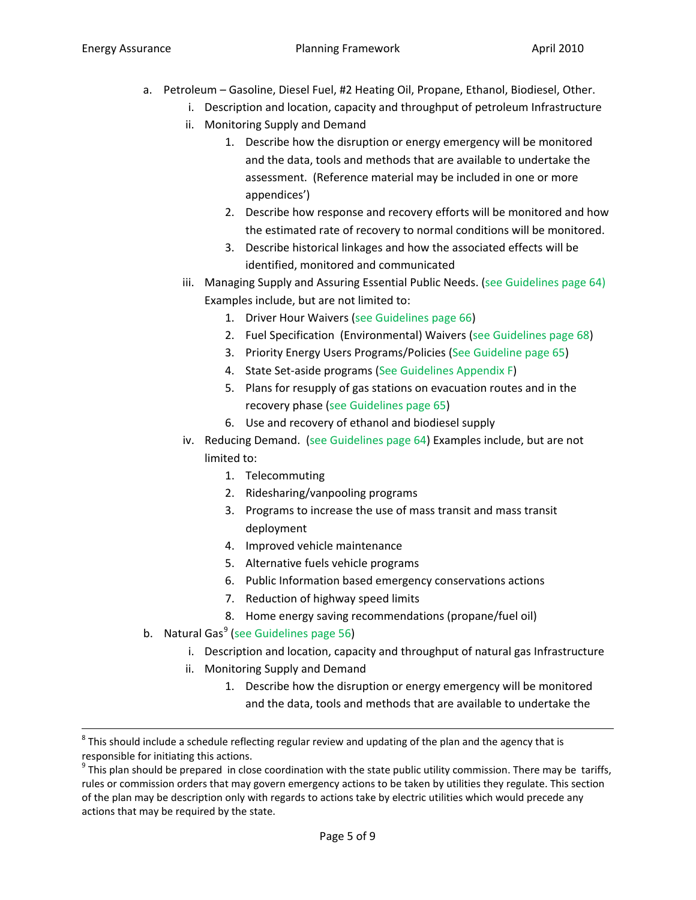a. Petroleum – Gasoline, Diesel Fuel, #2 Heating Oil, Propane, Ethanol, Biodiesel, Other.
    i. Description and location, capacity and throughput of petroleum Infrastructure
    ii. Monitoring Supply and Demand
        1. Describe how the disruption or energy emergency will be monitored and the data, tools and methods that are available to undertake the assessment. (Reference material may be included in one or more appendices')
        2. Describe how response and recovery efforts will be monitored and how the estimated rate of recovery to normal conditions will be monitored.
        3. Describe historical linkages and how the associated effects will be identified, monitored and communicated
    iii. Managing Supply and Assuring Essential Public Needs. (see Guidelines page 64) Examples include, but are not limited to:
        1. Driver Hour Waivers (see Guidelines page 66)
        2. Fuel Specification (Environmental) Waivers (see Guidelines page 68)
        3. Priority Energy Users Programs/Policies (See Guideline page 65)
        4. State Set-aside programs (See Guidelines Appendix F)
        5. Plans for resupply of gas stations on evacuation routes and in the recovery phase (see Guidelines page 65)
        6. Use and recovery of ethanol and biodiesel supply
    iv. Reducing Demand. (see Guidelines page 64) Examples include, but are not limited to:
        1. Telecommuting
        2. Ridesharing/vanpooling programs
        3. Programs to increase the use of mass transit and mass transit deployment
        4. Improved vehicle maintenance
        5. Alternative fuels vehicle programs
        6. Public Information based emergency conservations actions
        7. Reduction of highway speed limits
        8. Home energy saving recommendations (propane/fuel oil)

b. Natural Gas[9] (see Guidelines page 56)
    i. Description and location, capacity and throughput of natural gas Infrastructure
    ii. Monitoring Supply and Demand
        1. Describe how the disruption or energy emergency will be monitored and the data, tools and methods that are available to undertake the

---

[8] This should include a schedule reflecting regular review and updating of the plan and the agency that is responsible for initiating this actions.

[9] This plan should be prepared in close coordination with the state public utility commission. There may be tariffs, rules or commission orders that may govern emergency actions to be taken by utilities they regulate. This section of the plan may be description only with regards to actions take by electric utilities which would precede any actions that may be required by the state.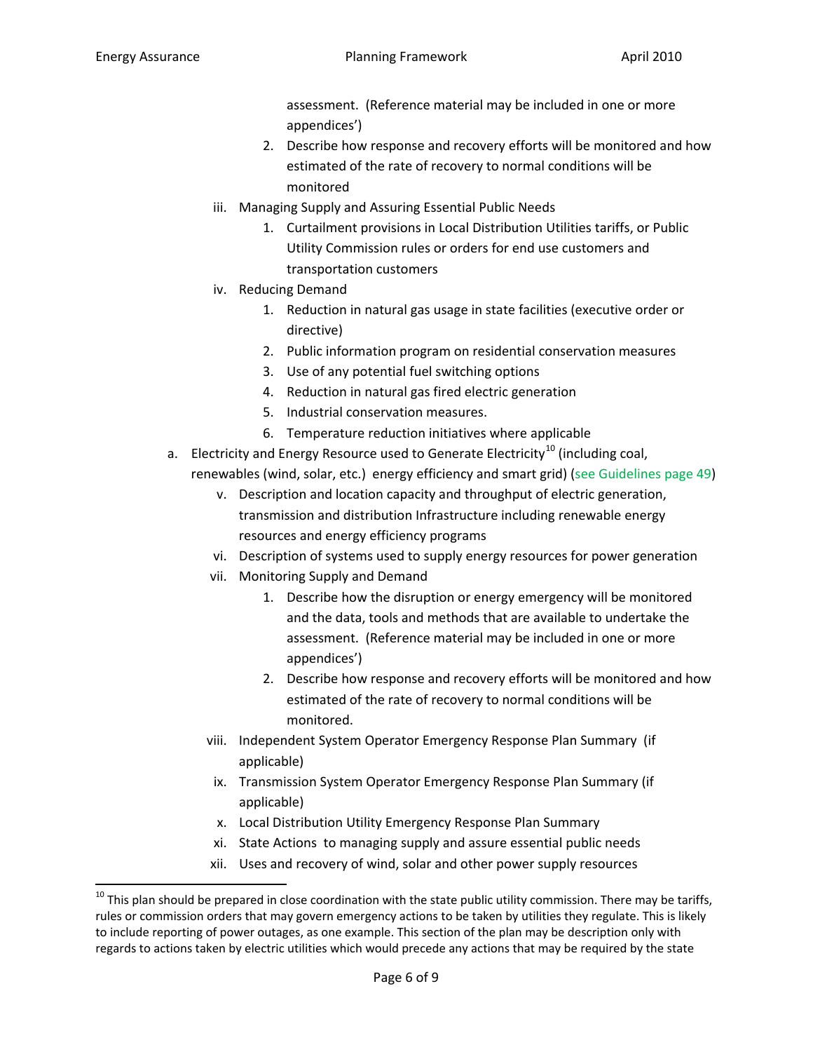assessment. (Reference material may be included in one or more appendices')

2. Describe how response and recovery efforts will be monitored and how estimated of the rate of recovery to normal conditions will be monitored

iii. Managing Supply and Assuring Essential Public Needs

1. Curtailment provisions in Local Distribution Utilities tariffs, or Public Utility Commission rules or orders for end use customers and transportation customers

iv. Reducing Demand

1. Reduction in natural gas usage in state facilities (executive order or directive)
2. Public information program on residential conservation measures
3. Use of any potential fuel switching options
4. Reduction in natural gas fired electric generation
5. Industrial conservation measures.
6. Temperature reduction initiatives where applicable

a. Electricity and Energy Resource used to Generate Electricity[10] (including coal, renewables (wind, solar, etc.) energy efficiency and smart grid) (see Guidelines page 49)

v. Description and location capacity and throughput of electric generation, transmission and distribution Infrastructure including renewable energy resources and energy efficiency programs

vi. Description of systems used to supply energy resources for power generation

vii. Monitoring Supply and Demand

1. Describe how the disruption or energy emergency will be monitored and the data, tools and methods that are available to undertake the assessment. (Reference material may be included in one or more appendices')
2. Describe how response and recovery efforts will be monitored and how estimated of the rate of recovery to normal conditions will be monitored.

viii. Independent System Operator Emergency Response Plan Summary (if applicable)

ix. Transmission System Operator Emergency Response Plan Summary (if applicable)

x. Local Distribution Utility Emergency Response Plan Summary

xi. State Actions to managing supply and assure essential public needs

xii. Uses and recovery of wind, solar and other power supply resources

---

[10] This plan should be prepared in close coordination with the state public utility commission. There may be tariffs, rules or commission orders that may govern emergency actions to be taken by utilities they regulate. This is likely to include reporting of power outages, as one example. This section of the plan may be description only with regards to actions taken by electric utilities which would precede any actions that may be required by the state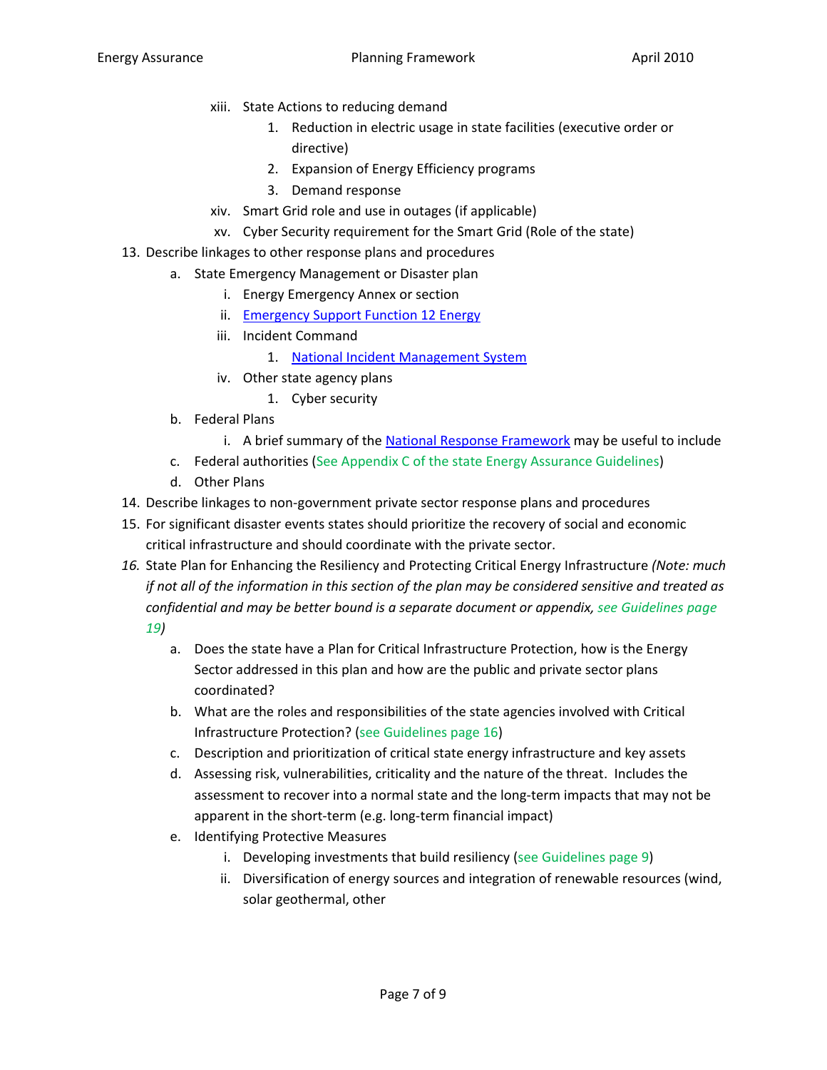xiii. State Actions to reducing demand
    1. Reduction in electric usage in state facilities (executive order or directive)
    2. Expansion of Energy Efficiency programs
    3. Demand response

xiv. Smart Grid role and use in outages (if applicable)

xv. Cyber Security requirement for the Smart Grid (Role of the state)

13. Describe linkages to other response plans and procedures
    a. State Emergency Management or Disaster plan
        i. Energy Emergency Annex or section
        ii. Emergency Support Function 12 Energy
        iii. Incident Command
            1. National Incident Management System
        iv. Other state agency plans
            1. Cyber security
    b. Federal Plans
        i. A brief summary of the National Response Framework may be useful to include
    c. Federal authorities (See Appendix C of the state Energy Assurance Guidelines)
    d. Other Plans
14. Describe linkages to non-government private sector response plans and procedures
15. For significant disaster events states should prioritize the recovery of social and economic critical infrastructure and should coordinate with the private sector.
16. State Plan for Enhancing the Resiliency and Protecting Critical Energy Infrastructure *(Note: much if not all of the information in this section of the plan may be considered sensitive and treated as confidential and may be better bound is a separate document or appendix, see Guidelines page 19)*
    a. Does the state have a Plan for Critical Infrastructure Protection, how is the Energy Sector addressed in this plan and how are the public and private sector plans coordinated?
    b. What are the roles and responsibilities of the state agencies involved with Critical Infrastructure Protection? (see Guidelines page 16)
    c. Description and prioritization of critical state energy infrastructure and key assets
    d. Assessing risk, vulnerabilities, criticality and the nature of the threat. Includes the assessment to recover into a normal state and the long-term impacts that may not be apparent in the short-term (e.g. long-term financial impact)
    e. Identifying Protective Measures
        i. Developing investments that build resiliency (see Guidelines page 9)
        ii. Diversification of energy sources and integration of renewable resources (wind, solar geothermal, other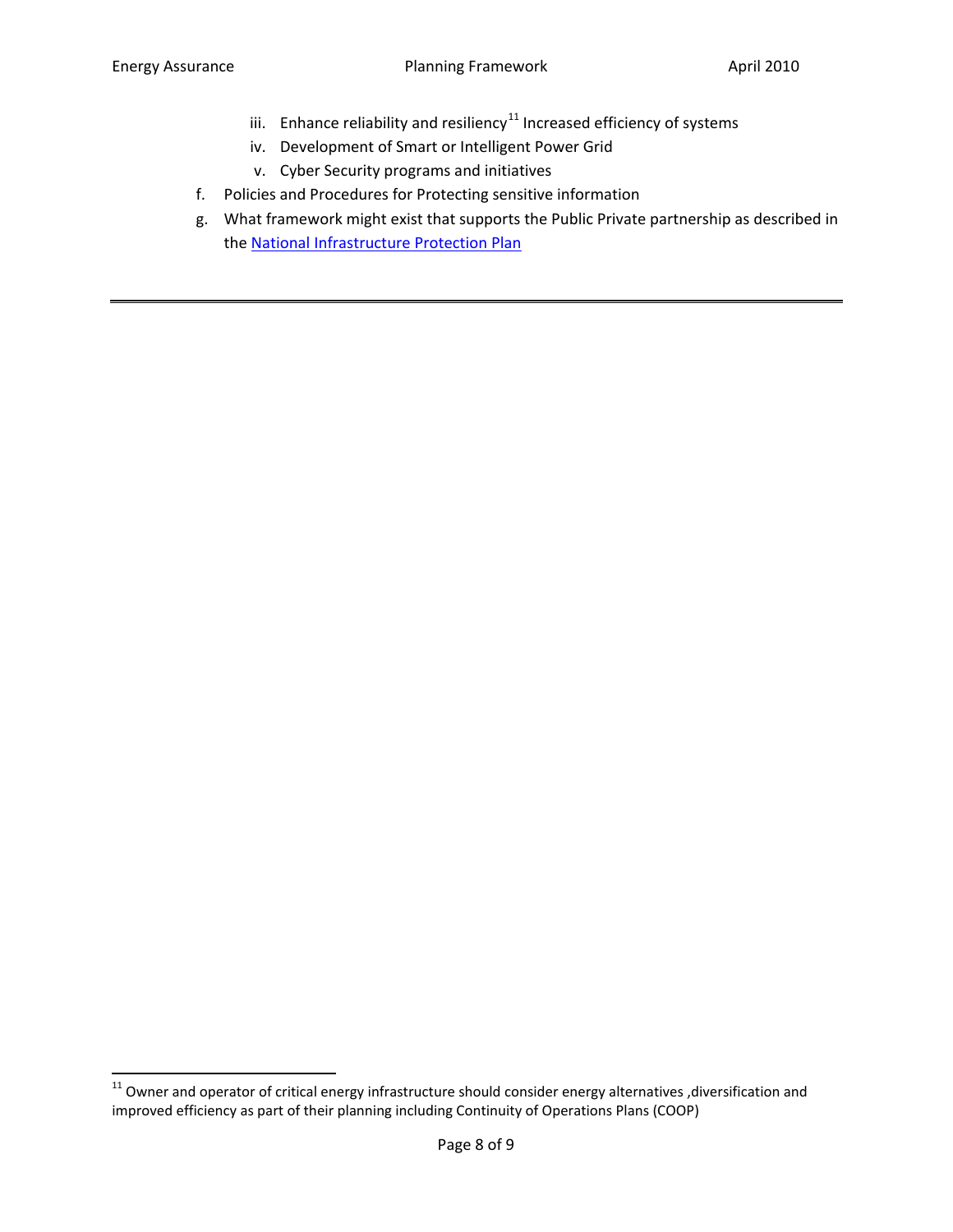iii. Enhance reliability and resiliency[11] Increased efficiency of systems
   iv. Development of Smart or Intelligent Power Grid
   v. Cyber Security programs and initiatives

f. Policies and Procedures for Protecting sensitive information

g. What framework might exist that supports the Public Private partnership as described in the National Infrastructure Protection Plan

---

[11] Owner and operator of critical energy infrastructure should consider energy alternatives ,diversification and improved efficiency as part of their planning including Continuity of Operations Plans (COOP)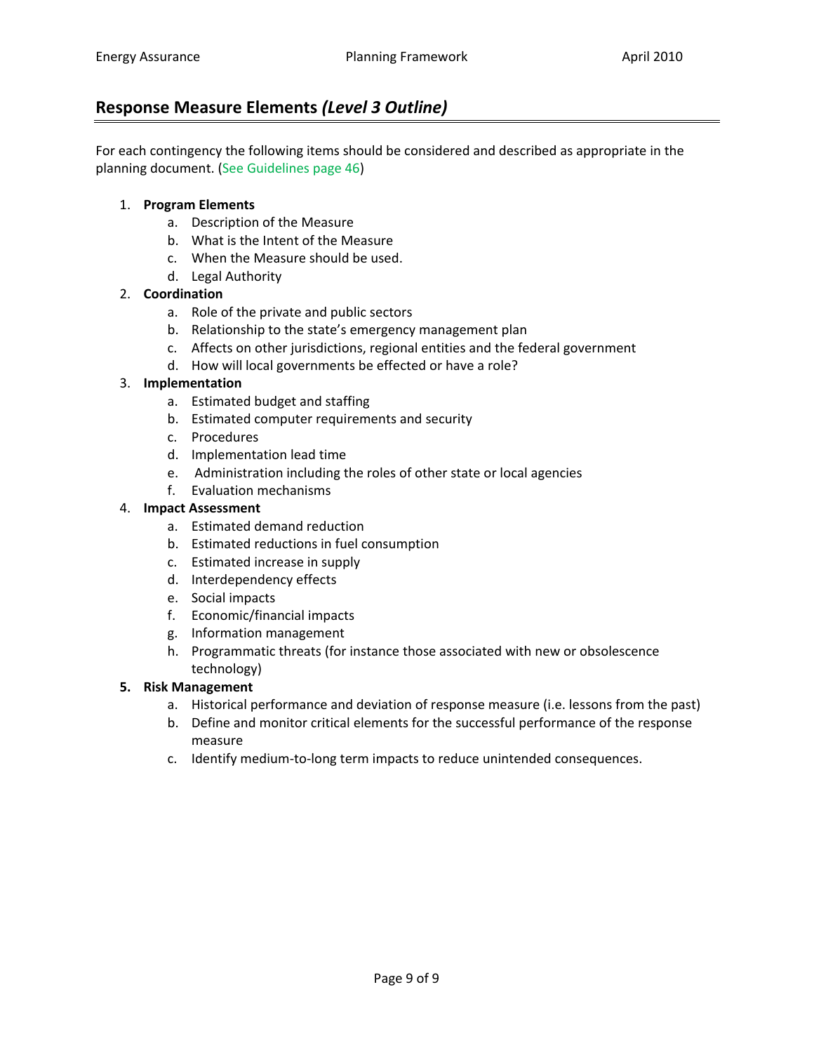## Response Measure Elements *(Level 3 Outline)*

For each contingency the following items should be considered and described as appropriate in the planning document. (See Guidelines page 46)

1. **Program Elements**
    a. Description of the Measure
    b. What is the Intent of the Measure
    c. When the Measure should be used.
    d. Legal Authority
2. **Coordination**
    a. Role of the private and public sectors
    b. Relationship to the state's emergency management plan
    c. Affects on other jurisdictions, regional entities and the federal government
    d. How will local governments be effected or have a role?
3. **Implementation**
    a. Estimated budget and staffing
    b. Estimated computer requirements and security
    c. Procedures
    d. Implementation lead time
    e. Administration including the roles of other state or local agencies
    f. Evaluation mechanisms
4. **Impact Assessment**
    a. Estimated demand reduction
    b. Estimated reductions in fuel consumption
    c. Estimated increase in supply
    d. Interdependency effects
    e. Social impacts
    f. Economic/financial impacts
    g. Information management
    h. Programmatic threats (for instance those associated with new or obsolescence technology)
5. **Risk Management**
    a. Historical performance and deviation of response measure (i.e. lessons from the past)
    b. Define and monitor critical elements for the successful performance of the response measure
    c. Identify medium-to-long term impacts to reduce unintended consequences.